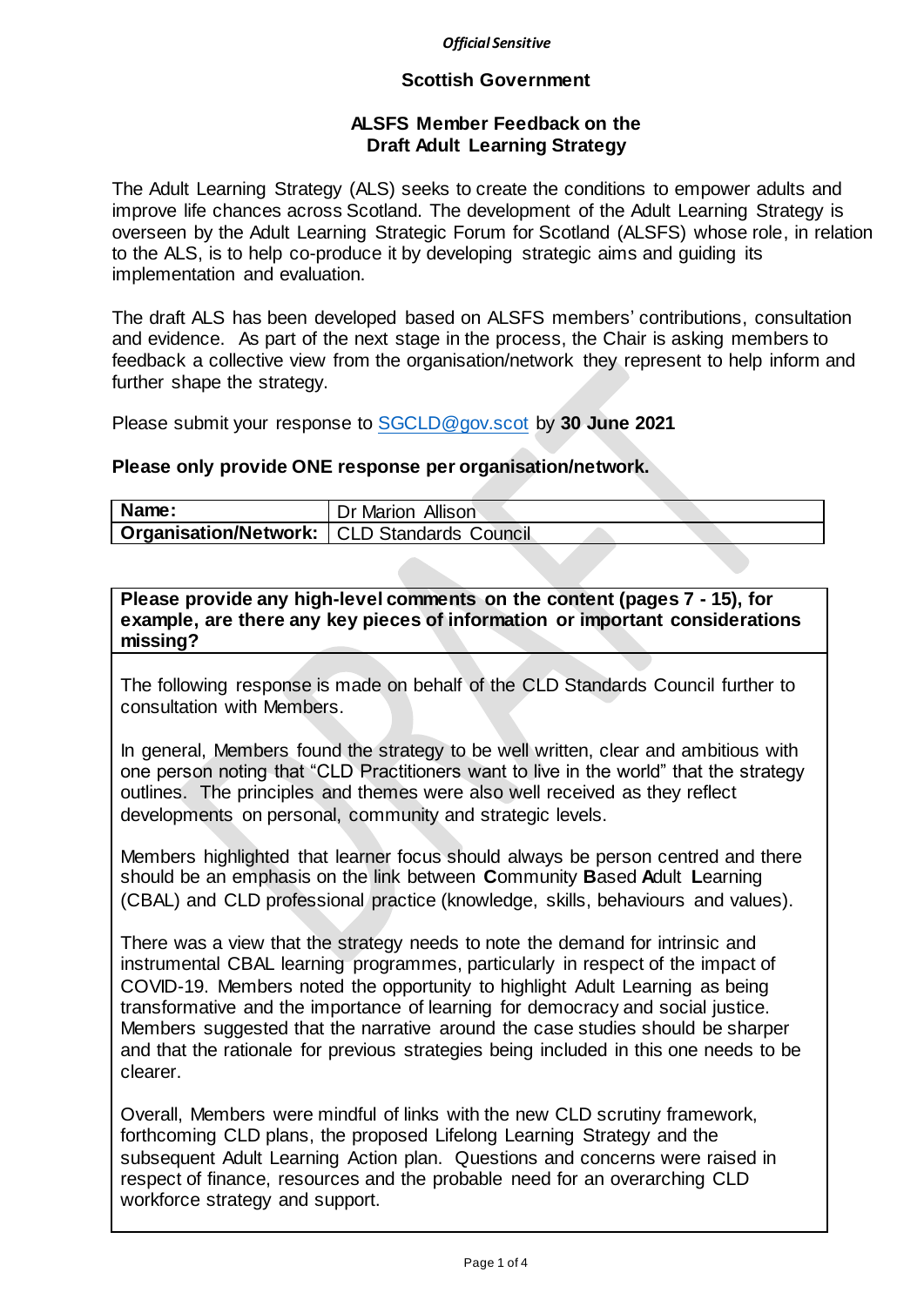*Official Sensitive*

**Scottish Government**

**ALSFS Member Feedback on the Draft Adult Learning Strategy**

The Adult Learning Strategy (ALS) seeks to create the conditions to empower adults and improve life chances across Scotland. The development of the Adult Learning Strategy is overseen by the Adult Learning Strategic Forum for Scotland (ALSFS) whose role, in relation to the ALS, is to help co-produce it by developing strategic aims and guiding its implementation and evaluation.

The draft ALS has been developed based on ALSFS members' contributions, consultation and evidence. As part of the next stage in the process, the Chair is asking members to feedback a collective view from the organisation/network they represent to help inform and further shape the strategy.

Please submit your response to SGCLD@gov.scot by **30 June 2021**

**Please only provide ONE response per organisation/network.**

| **Name:** | Dr Marion Allison |
|---|---|
| **Organisation/Network:** | CLD Standards Council |

**Please provide any high-level comments on the content (pages 7 - 15), for example, are there any key pieces of information or important considerations missing?**

The following response is made on behalf of the CLD Standards Council further to consultation with Members.

In general, Members found the strategy to be well written, clear and ambitious with one person noting that "CLD Practitioners want to live in the world" that the strategy outlines. The principles and themes were also well received as they reflect developments on personal, community and strategic levels.

Members highlighted that learner focus should always be person centred and there should be an emphasis on the link between **C**ommunity **B**ased **A**dult **L**earning (CBAL) and CLD professional practice (knowledge, skills, behaviours and values).

There was a view that the strategy needs to note the demand for intrinsic and instrumental CBAL learning programmes, particularly in respect of the impact of COVID-19. Members noted the opportunity to highlight Adult Learning as being transformative and the importance of learning for democracy and social justice. Members suggested that the narrative around the case studies should be sharper and that the rationale for previous strategies being included in this one needs to be clearer.

Overall, Members were mindful of links with the new CLD scrutiny framework, forthcoming CLD plans, the proposed Lifelong Learning Strategy and the subsequent Adult Learning Action plan. Questions and concerns were raised in respect of finance, resources and the probable need for an overarching CLD workforce strategy and support.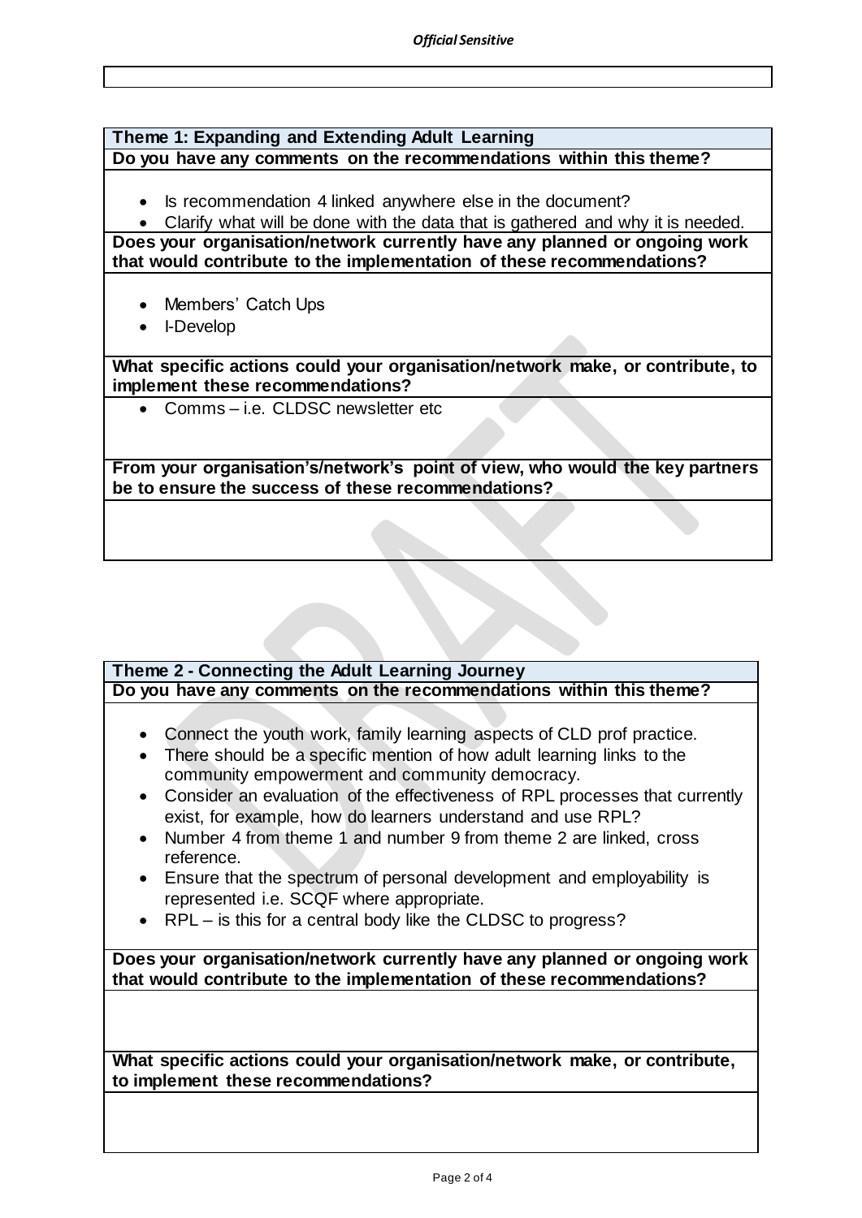### Theme 1: Expanding and Extending Adult Learning

**Do you have any comments on the recommendations within this theme?**

- Is recommendation 4 linked anywhere else in the document?
- Clarify what will be done with the data that is gathered and why it is needed.

**Does your organisation/network currently have any planned or ongoing work that would contribute to the implementation of these recommendations?**

- Members' Catch Ups
- I-Develop

**What specific actions could your organisation/network make, or contribute, to implement these recommendations?**

- Comms – i.e. CLDSC newsletter etc

**From your organisation's/network's point of view, who would the key partners be to ensure the success of these recommendations?**

### Theme 2 - Connecting the Adult Learning Journey

**Do you have any comments on the recommendations within this theme?**

- Connect the youth work, family learning aspects of CLD prof practice.
- There should be a specific mention of how adult learning links to the community empowerment and community democracy.
- Consider an evaluation of the effectiveness of RPL processes that currently exist, for example, how do learners understand and use RPL?
- Number 4 from theme 1 and number 9 from theme 2 are linked, cross reference.
- Ensure that the spectrum of personal development and employability is represented i.e. SCQF where appropriate.
- RPL – is this for a central body like the CLDSC to progress?

**Does your organisation/network currently have any planned or ongoing work that would contribute to the implementation of these recommendations?**

**What specific actions could your organisation/network make, or contribute, to implement these recommendations?**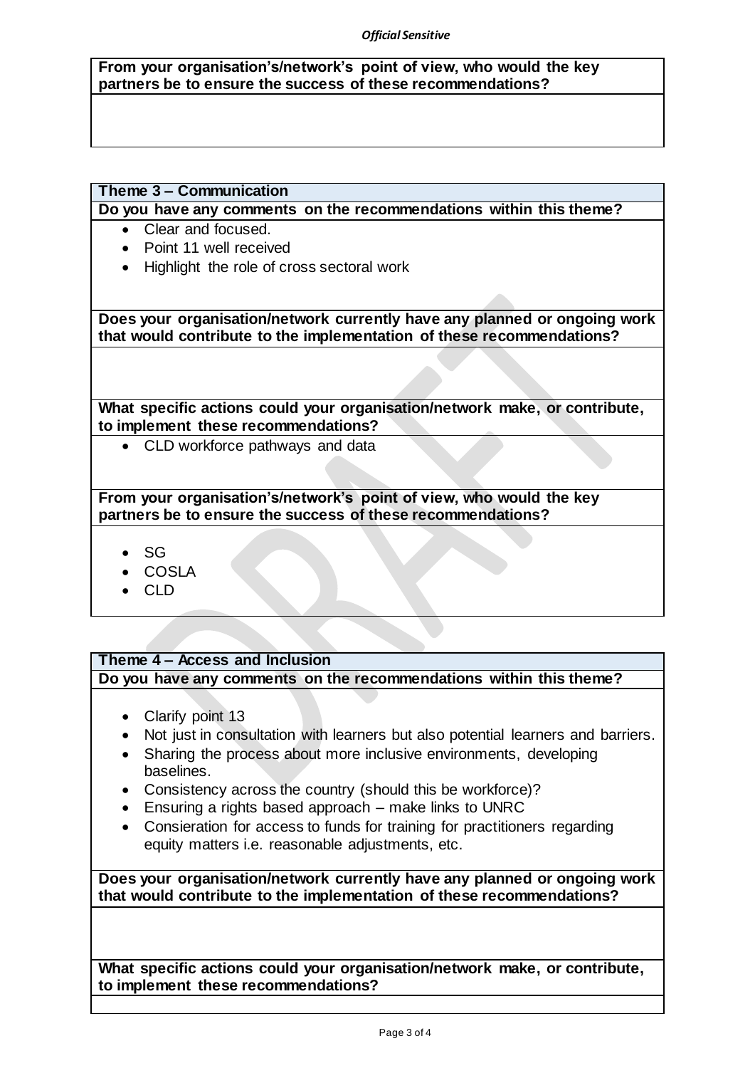**From your organisation's/network's point of view, who would the key partners be to ensure the success of these recommendations?**

**Theme 3 – Communication**

**Do you have any comments on the recommendations within this theme?**

- Clear and focused.
- Point 11 well received
- Highlight the role of cross sectoral work

**Does your organisation/network currently have any planned or ongoing work that would contribute to the implementation of these recommendations?**

**What specific actions could your organisation/network make, or contribute, to implement these recommendations?**

- CLD workforce pathways and data

**From your organisation's/network's point of view, who would the key partners be to ensure the success of these recommendations?**

- SG
- COSLA
- CLD

**Theme 4 – Access and Inclusion**

**Do you have any comments on the recommendations within this theme?**

- Clarify point 13
- Not just in consultation with learners but also potential learners and barriers.
- Sharing the process about more inclusive environments, developing baselines.
- Consistency across the country (should this be workforce)?
- Ensuring a rights based approach – make links to UNRC
- Consieration for access to funds for training for practitioners regarding equity matters i.e. reasonable adjustments, etc.

**Does your organisation/network currently have any planned or ongoing work that would contribute to the implementation of these recommendations?**

**What specific actions could your organisation/network make, or contribute, to implement these recommendations?**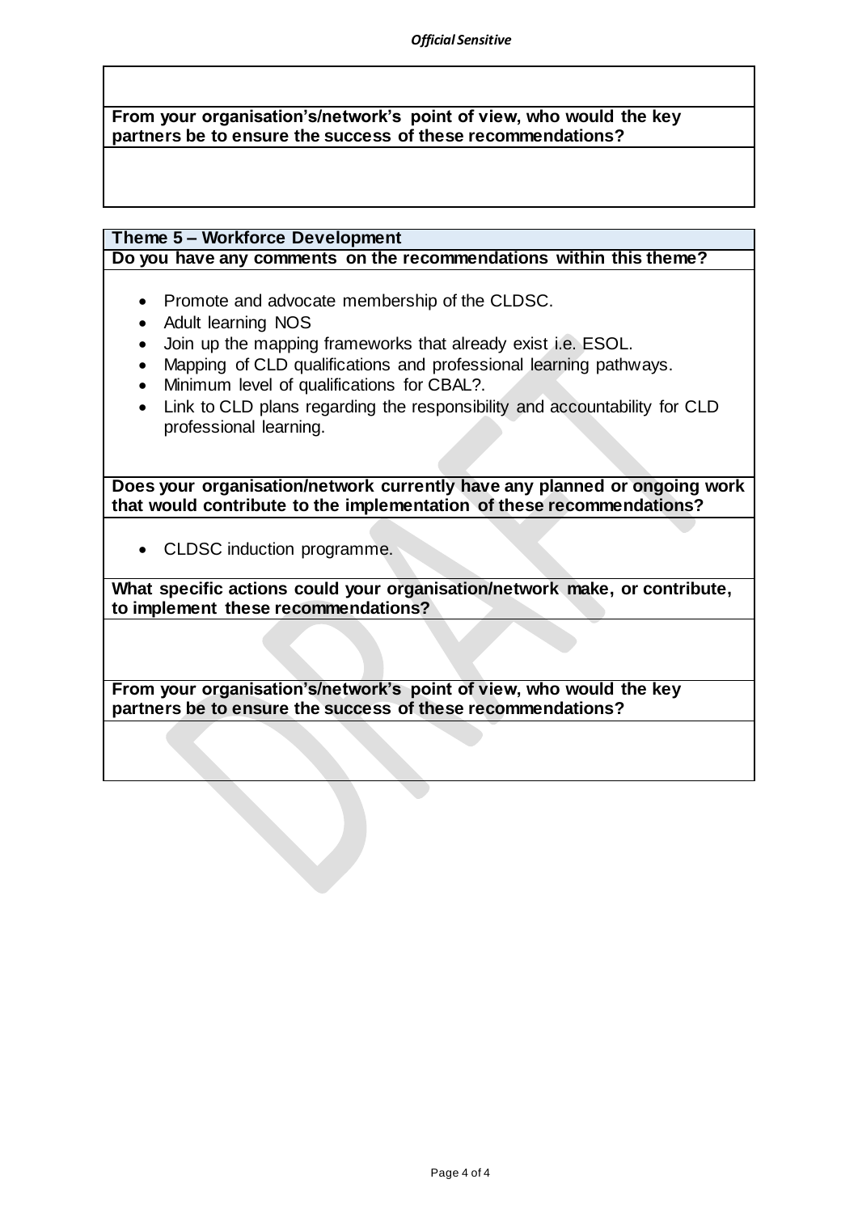**From your organisation's/network's point of view, who would the key partners be to ensure the success of these recommendations?**

## Theme 5 – Workforce Development

**Do you have any comments on the recommendations within this theme?**

- Promote and advocate membership of the CLDSC.
- Adult learning NOS
- Join up the mapping frameworks that already exist i.e. ESOL.
- Mapping of CLD qualifications and professional learning pathways.
- Minimum level of qualifications for CBAL?.
- Link to CLD plans regarding the responsibility and accountability for CLD professional learning.

**Does your organisation/network currently have any planned or ongoing work that would contribute to the implementation of these recommendations?**

- CLDSC induction programme.

**What specific actions could your organisation/network make, or contribute, to implement these recommendations?**

**From your organisation's/network's point of view, who would the key partners be to ensure the success of these recommendations?**